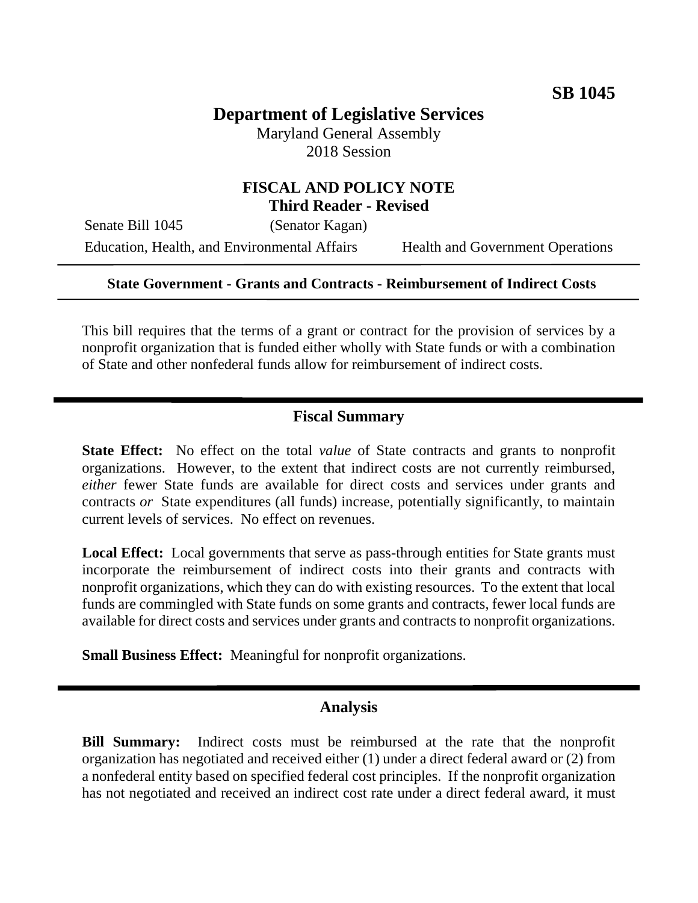**SB 1045**

# Department of Legislative Services

Maryland General Assembly
2018 Session

## FISCAL AND POLICY NOTE
**Third Reader - Revised**

Senate Bill 1045 (Senator Kagan)

Education, Health, and Environmental Affairs | Health and Government Operations

---

**State Government - Grants and Contracts - Reimbursement of Indirect Costs**

---

This bill requires that the terms of a grant or contract for the provision of services by a nonprofit organization that is funded either wholly with State funds or with a combination of State and other nonfederal funds allow for reimbursement of indirect costs.

## Fiscal Summary

**State Effect:** No effect on the total *value* of State contracts and grants to nonprofit organizations. However, to the extent that indirect costs are not currently reimbursed, *either* fewer State funds are available for direct costs and services under grants and contracts *or* State expenditures (all funds) increase, potentially significantly, to maintain current levels of services. No effect on revenues.

**Local Effect:** Local governments that serve as pass-through entities for State grants must incorporate the reimbursement of indirect costs into their grants and contracts with nonprofit organizations, which they can do with existing resources. To the extent that local funds are commingled with State funds on some grants and contracts, fewer local funds are available for direct costs and services under grants and contracts to nonprofit organizations.

**Small Business Effect:** Meaningful for nonprofit organizations.

## Analysis

**Bill Summary:** Indirect costs must be reimbursed at the rate that the nonprofit organization has negotiated and received either (1) under a direct federal award or (2) from a nonfederal entity based on specified federal cost principles. If the nonprofit organization has not negotiated and received an indirect cost rate under a direct federal award, it must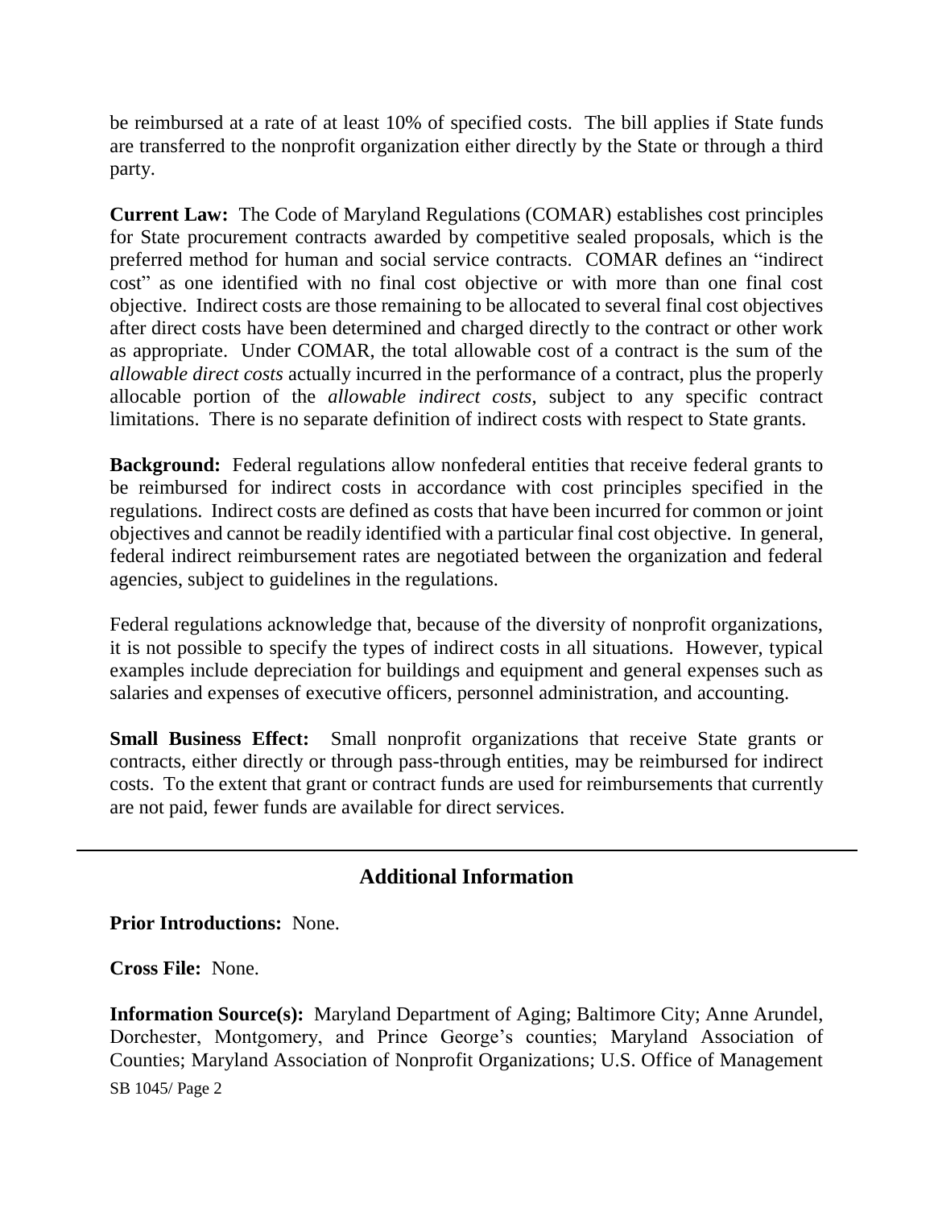be reimbursed at a rate of at least 10% of specified costs. The bill applies if State funds are transferred to the nonprofit organization either directly by the State or through a third party.

**Current Law:** The Code of Maryland Regulations (COMAR) establishes cost principles for State procurement contracts awarded by competitive sealed proposals, which is the preferred method for human and social service contracts. COMAR defines an "indirect cost" as one identified with no final cost objective or with more than one final cost objective. Indirect costs are those remaining to be allocated to several final cost objectives after direct costs have been determined and charged directly to the contract or other work as appropriate. Under COMAR, the total allowable cost of a contract is the sum of the *allowable direct costs* actually incurred in the performance of a contract, plus the properly allocable portion of the *allowable indirect costs*, subject to any specific contract limitations. There is no separate definition of indirect costs with respect to State grants.

**Background:** Federal regulations allow nonfederal entities that receive federal grants to be reimbursed for indirect costs in accordance with cost principles specified in the regulations. Indirect costs are defined as costs that have been incurred for common or joint objectives and cannot be readily identified with a particular final cost objective. In general, federal indirect reimbursement rates are negotiated between the organization and federal agencies, subject to guidelines in the regulations.

Federal regulations acknowledge that, because of the diversity of nonprofit organizations, it is not possible to specify the types of indirect costs in all situations. However, typical examples include depreciation for buildings and equipment and general expenses such as salaries and expenses of executive officers, personnel administration, and accounting.

**Small Business Effect:** Small nonprofit organizations that receive State grants or contracts, either directly or through pass-through entities, may be reimbursed for indirect costs. To the extent that grant or contract funds are used for reimbursements that currently are not paid, fewer funds are available for direct services.

---

## Additional Information

**Prior Introductions:** None.

**Cross File:** None.

**Information Source(s):** Maryland Department of Aging; Baltimore City; Anne Arundel, Dorchester, Montgomery, and Prince George's counties; Maryland Association of Counties; Maryland Association of Nonprofit Organizations; U.S. Office of Management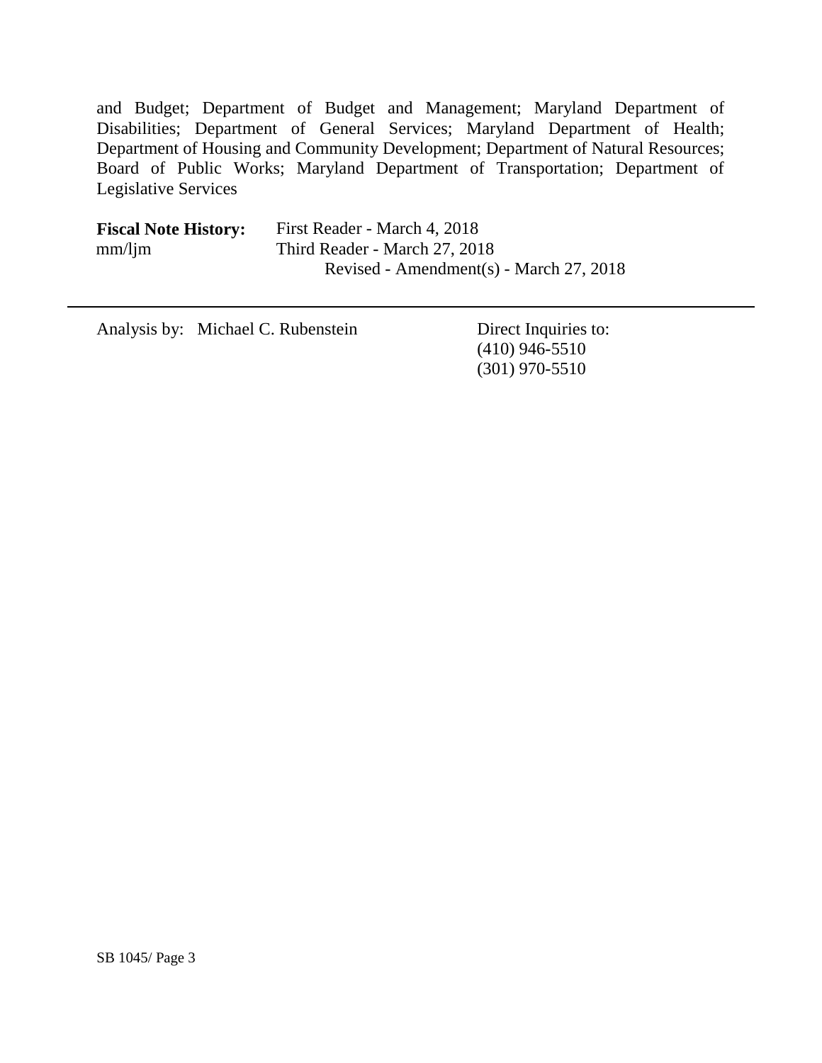and Budget; Department of Budget and Management; Maryland Department of Disabilities; Department of General Services; Maryland Department of Health; Department of Housing and Community Development; Department of Natural Resources; Board of Public Works; Maryland Department of Transportation; Department of Legislative Services

**Fiscal Note History:** First Reader - March 4, 2018
mm/ljm Third Reader - March 27, 2018
Revised - Amendment(s) - March 27, 2018

---

Analysis by: Michael C. Rubenstein

Direct Inquiries to:
(410) 946-5510
(301) 970-5510